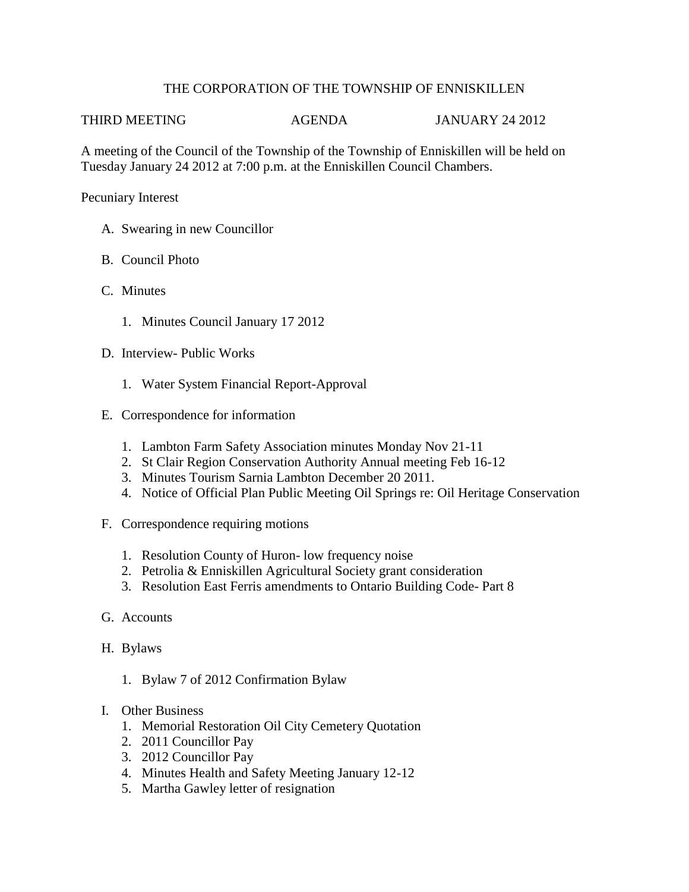# THE CORPORATION OF THE TOWNSHIP OF ENNISKILLEN

THIRD MEETING AGENDA JANUARY 24 2012

A meeting of the Council of the Township of the Township of Enniskillen will be held on Tuesday January 24 2012 at 7:00 p.m. at the Enniskillen Council Chambers.

Pecuniary Interest

A. Swearing in new Councillor

B. Council Photo

C. Minutes

   1. Minutes Council January 17 2012

D. Interview- Public Works

   1. Water System Financial Report-Approval

E. Correspondence for information

   1. Lambton Farm Safety Association minutes Monday Nov 21-11
   2. St Clair Region Conservation Authority Annual meeting Feb 16-12
   3. Minutes Tourism Sarnia Lambton December 20 2011.
   4. Notice of Official Plan Public Meeting Oil Springs re: Oil Heritage Conservation

F. Correspondence requiring motions

   1. Resolution County of Huron- low frequency noise
   2. Petrolia & Enniskillen Agricultural Society grant consideration
   3. Resolution East Ferris amendments to Ontario Building Code- Part 8

G. Accounts

H. Bylaws

   1. Bylaw 7 of 2012 Confirmation Bylaw

I. Other Business

   1. Memorial Restoration Oil City Cemetery Quotation
   2. 2011 Councillor Pay
   3. 2012 Councillor Pay
   4. Minutes Health and Safety Meeting January 12-12
   5. Martha Gawley letter of resignation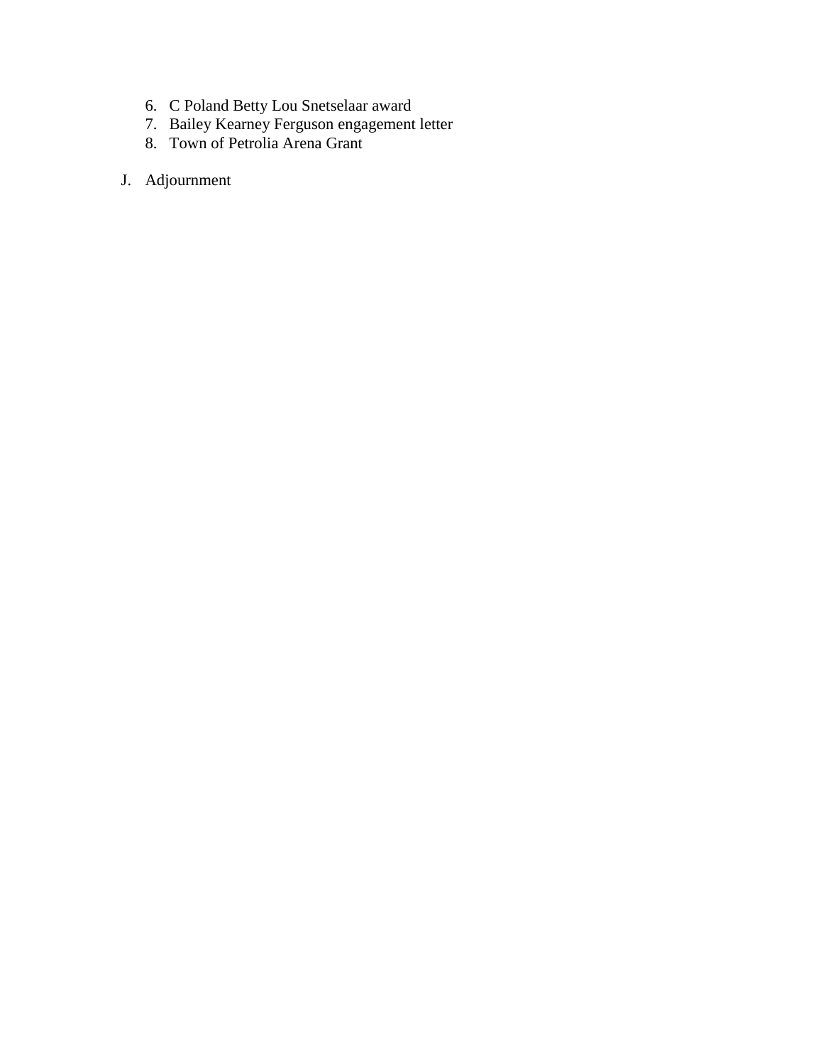6. C Poland Betty Lou Snetselaar award
7. Bailey Kearney Ferguson engagement letter
8. Town of Petrolia Arena Grant

J. Adjournment